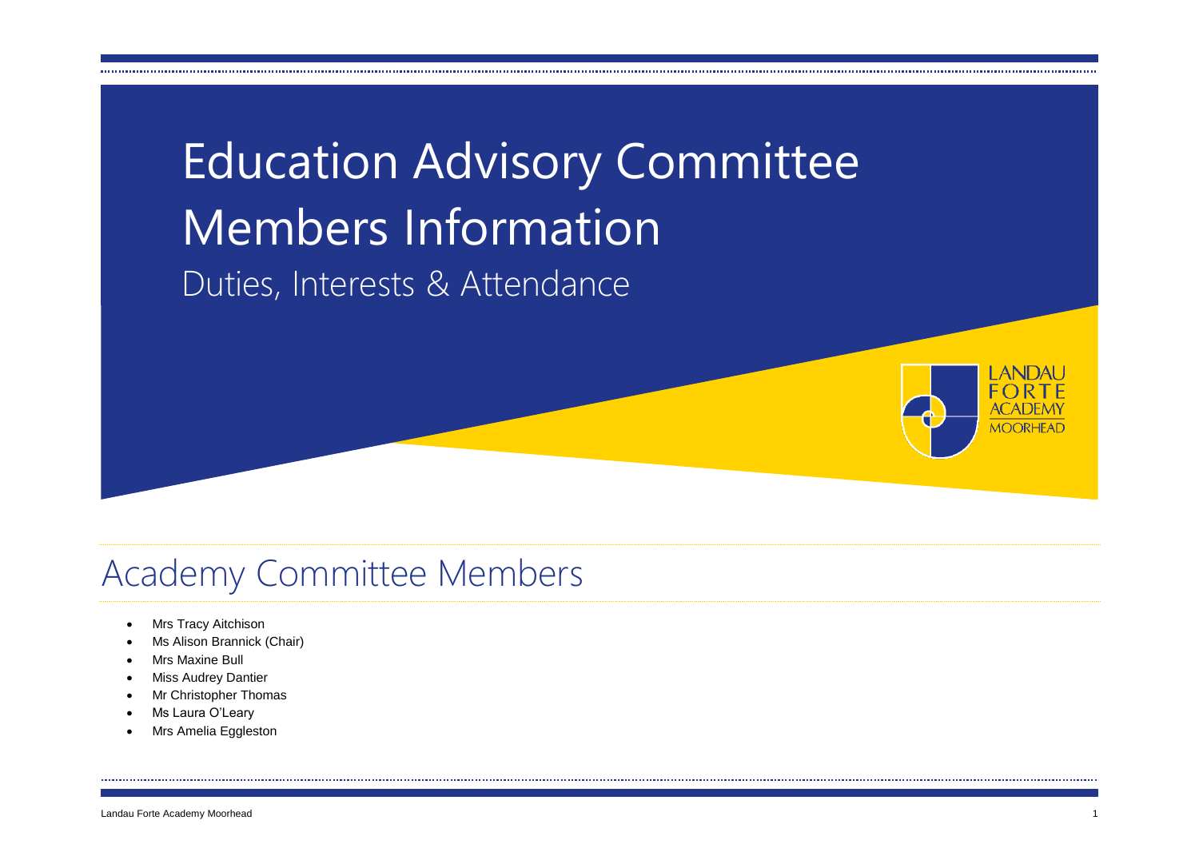# Education Advisory Committee Members Information

Duties, Interests & Attendance

## Academy Committee Members

- Mrs Tracy Aitchison
- Ms Alison Brannick (Chair)
- Mrs Maxine Bull
- Miss Audrey Dantier
- Mr Christopher Thomas
- Ms Laura O'Leary
- Mrs Amelia Eggleston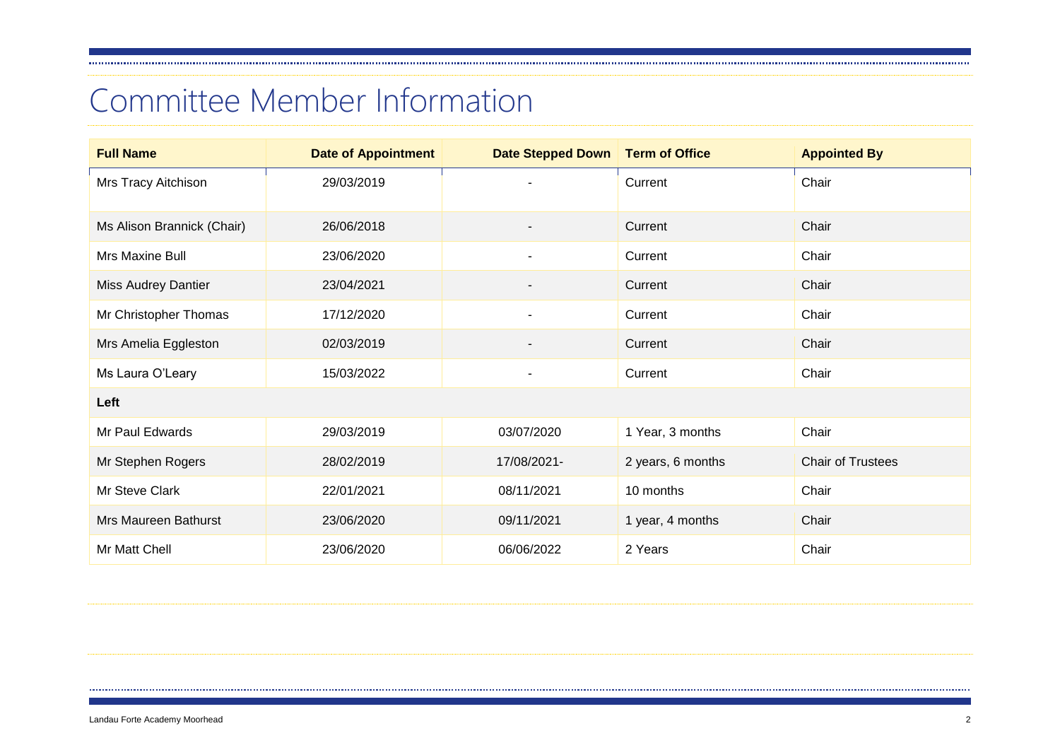# Committee Member Information

| Full Name | Date of Appointment | Date Stepped Down | Term of Office | Appointed By |
|---|---|---|---|---|
| Mrs Tracy Aitchison | 29/03/2019 | - | Current | Chair |
| Ms Alison Brannick (Chair) | 26/06/2018 | - | Current | Chair |
| Mrs Maxine Bull | 23/06/2020 | - | Current | Chair |
| Miss Audrey Dantier | 23/04/2021 | - | Current | Chair |
| Mr Christopher Thomas | 17/12/2020 | - | Current | Chair |
| Mrs Amelia Eggleston | 02/03/2019 | - | Current | Chair |
| Ms Laura O'Leary | 15/03/2022 | - | Current | Chair |
| **Left** | | | | |
| Mr Paul Edwards | 29/03/2019 | 03/07/2020 | 1 Year, 3 months | Chair |
| Mr Stephen Rogers | 28/02/2019 | 17/08/2021- | 2 years, 6 months | Chair of Trustees |
| Mr Steve Clark | 22/01/2021 | 08/11/2021 | 10 months | Chair |
| Mrs Maureen Bathurst | 23/06/2020 | 09/11/2021 | 1 year, 4 months | Chair |
| Mr Matt Chell | 23/06/2020 | 06/06/2022 | 2 Years | Chair |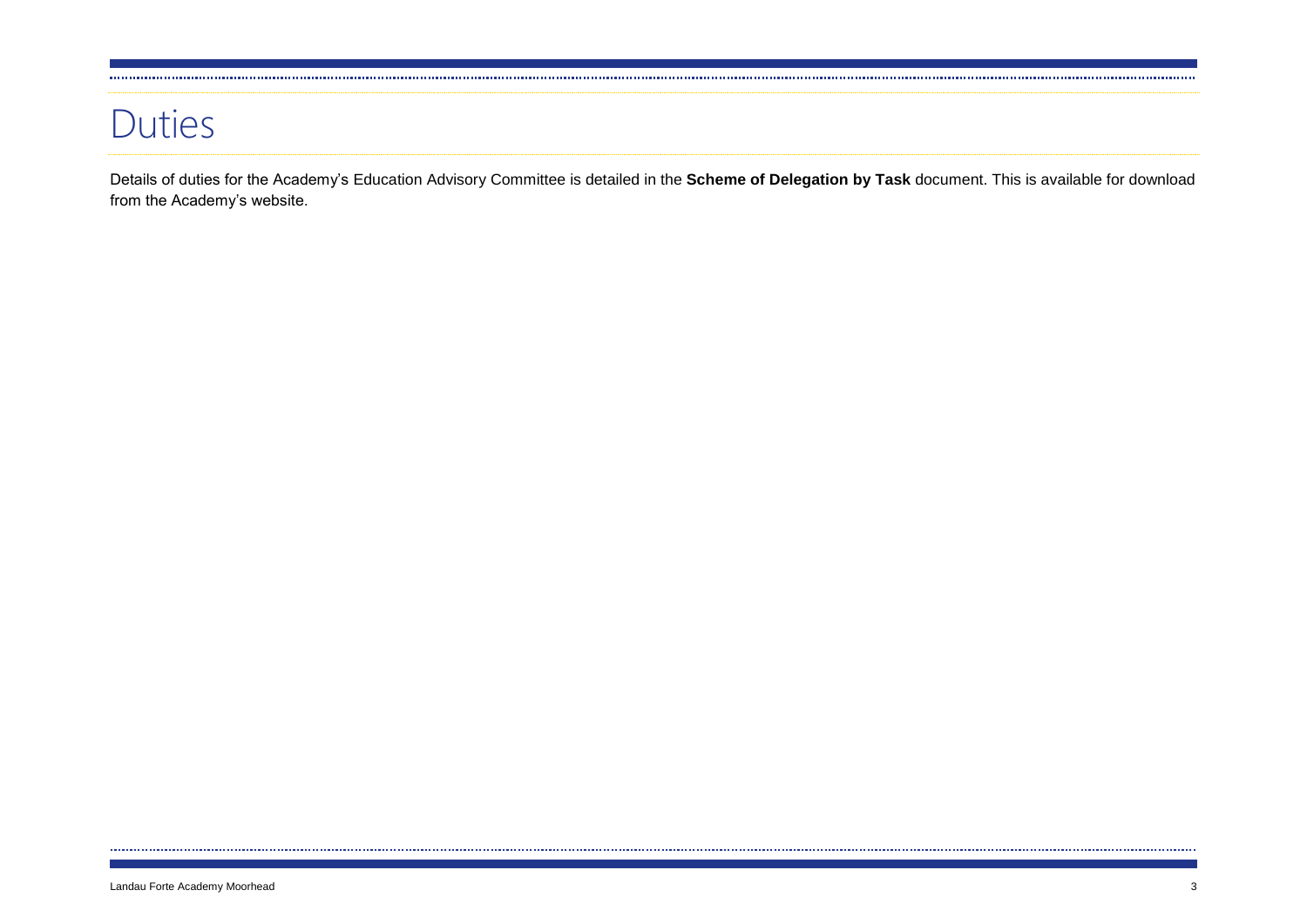# Duties

Details of duties for the Academy's Education Advisory Committee is detailed in the **Scheme of Delegation by Task** document. This is available for download from the Academy's website.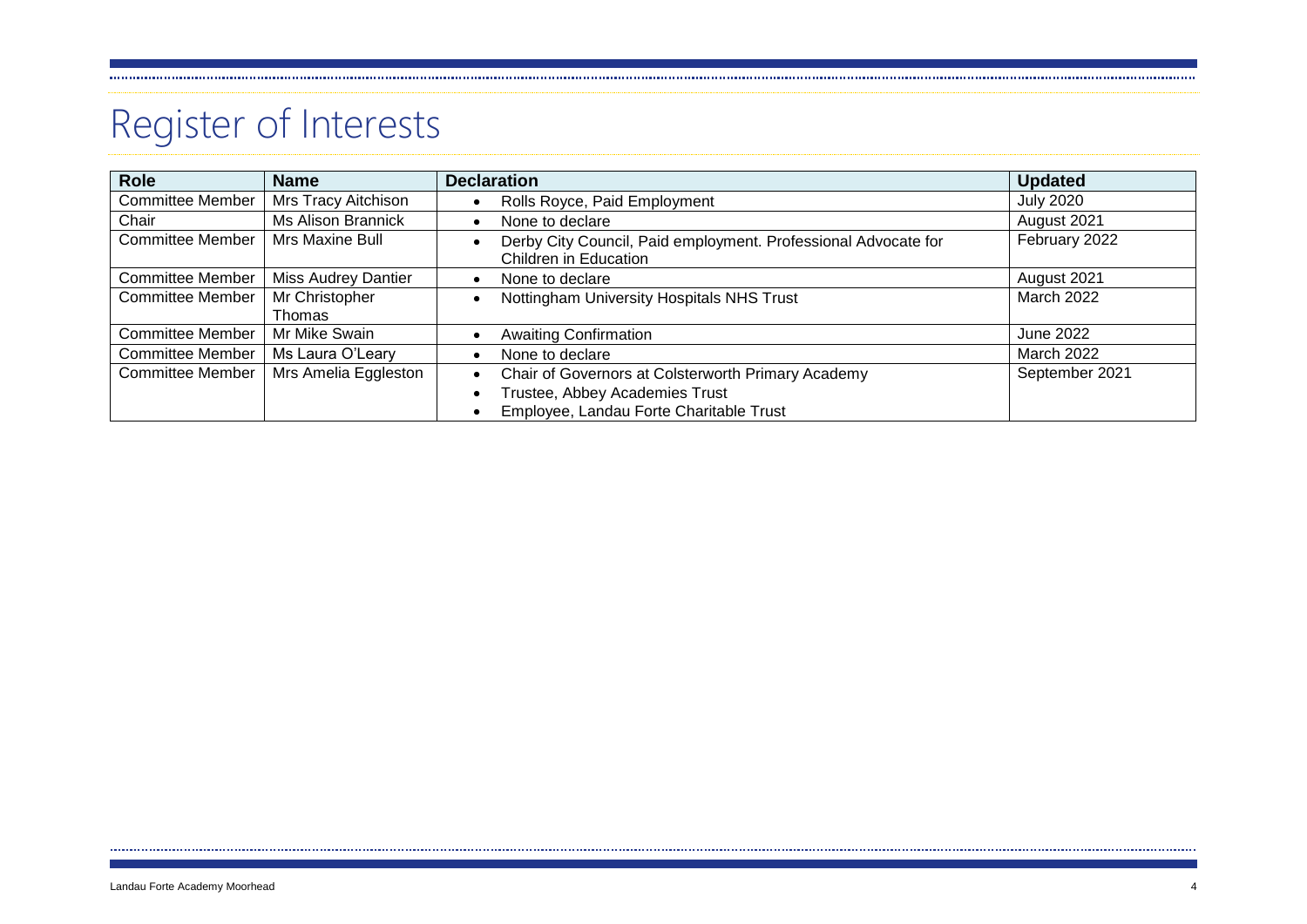# Register of Interests

| Role | Name | Declaration | Updated |
|---|---|---|---|
| Committee Member | Mrs Tracy Aitchison | • Rolls Royce, Paid Employment | July 2020 |
| Chair | Ms Alison Brannick | • None to declare | August 2021 |
| Committee Member | Mrs Maxine Bull | • Derby City Council, Paid employment. Professional Advocate for Children in Education | February 2022 |
| Committee Member | Miss Audrey Dantier | • None to declare | August 2021 |
| Committee Member | Mr Christopher Thomas | • Nottingham University Hospitals NHS Trust | March 2022 |
| Committee Member | Mr Mike Swain | • Awaiting Confirmation | June 2022 |
| Committee Member | Ms Laura O'Leary | • None to declare | March 2022 |
| Committee Member | Mrs Amelia Eggleston | • Chair of Governors at Colsterworth Primary Academy<br>• Trustee, Abbey Academies Trust<br>• Employee, Landau Forte Charitable Trust | September 2021 |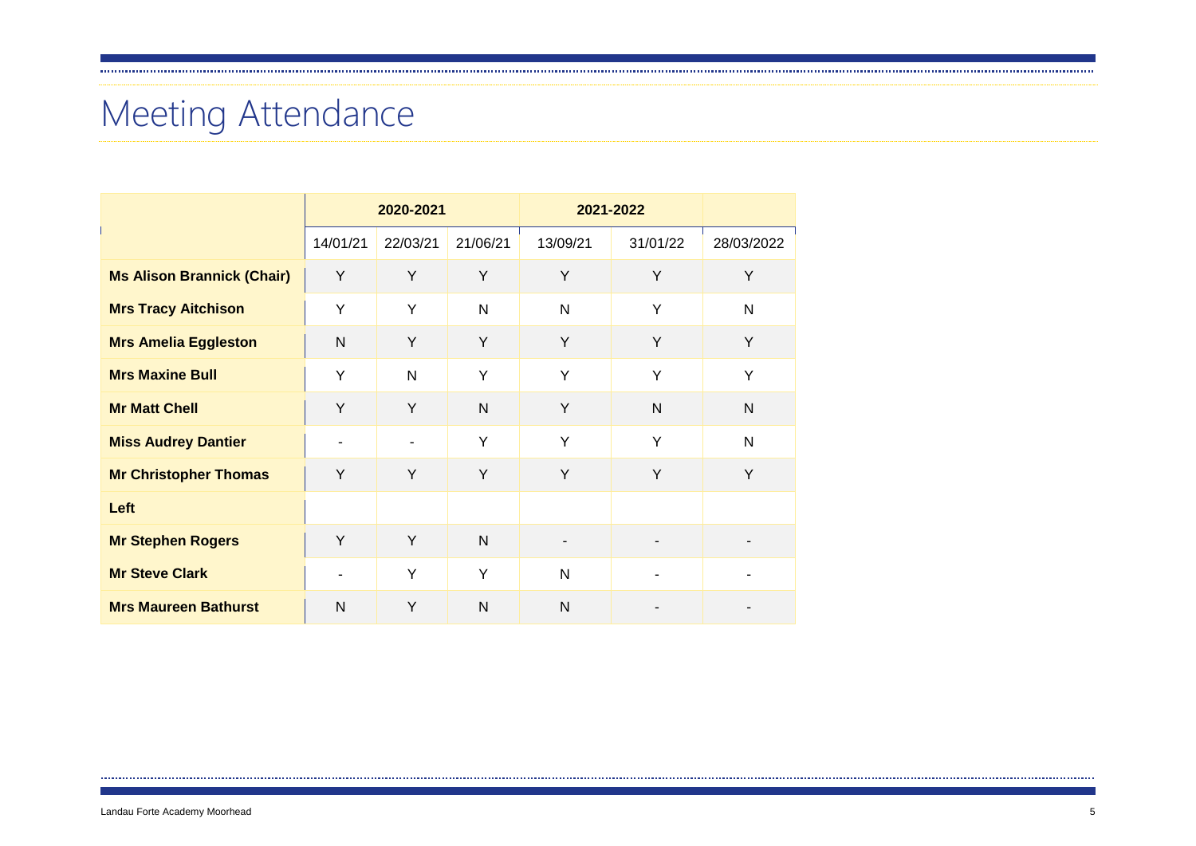# Meeting Attendance

| | 2020-2021 | | | 2021-2022 | | |
|---|---|---|---|---|---|---|
| | 14/01/21 | 22/03/21 | 21/06/21 | 13/09/21 | 31/01/22 | 28/03/2022 |
| **Ms Alison Brannick (Chair)** | Y | Y | Y | Y | Y | Y |
| **Mrs Tracy Aitchison** | Y | Y | N | N | Y | N |
| **Mrs Amelia Eggleston** | N | Y | Y | Y | Y | Y |
| **Mrs Maxine Bull** | Y | N | Y | Y | Y | Y |
| **Mr Matt Chell** | Y | Y | N | Y | N | N |
| **Miss Audrey Dantier** | - | - | Y | Y | Y | N |
| **Mr Christopher Thomas** | Y | Y | Y | Y | Y | Y |
| **Left** | | | | | | |
| **Mr Stephen Rogers** | Y | Y | N | - | - | - |
| **Mr Steve Clark** | - | Y | Y | N | - | - |
| **Mrs Maureen Bathurst** | N | Y | N | N | - | - |